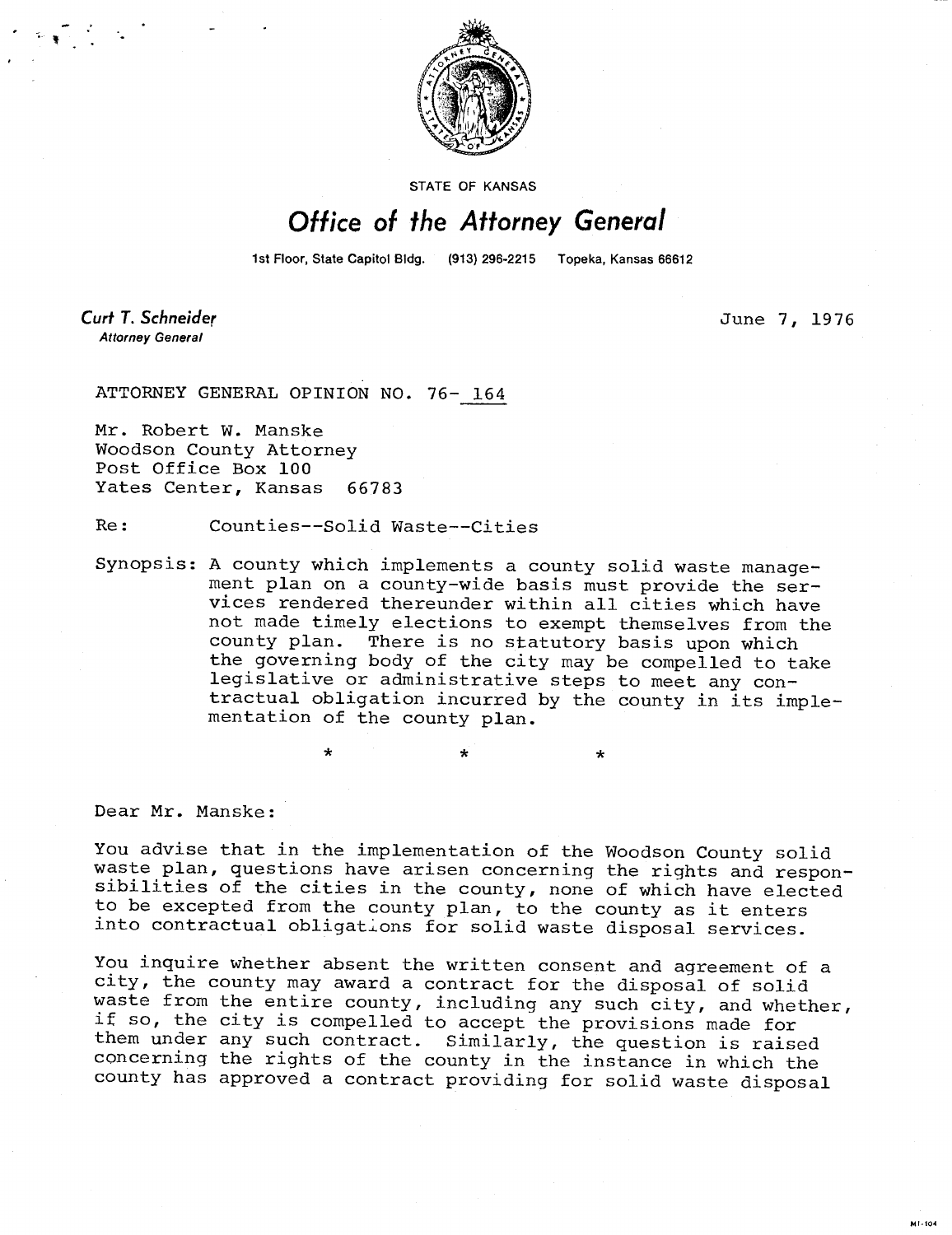STATE OF KANSAS

# Office of the Attorney General

1st Floor, State Capitol Bldg. (913) 296-2215 Topeka, Kansas 66612

**Curt T. Schneider**
*Attorney General*

June 7, 1976

ATTORNEY GENERAL OPINION NO. 76- 164

Mr. Robert W. Manske
Woodson County Attorney
Post Office Box 100
Yates Center, Kansas 66783

Re: Counties--Solid Waste--Cities

Synopsis: A county which implements a county solid waste management plan on a county-wide basis must provide the services rendered thereunder within all cities which have not made timely elections to exempt themselves from the county plan. There is no statutory basis upon which the governing body of the city may be compelled to take legislative or administrative steps to meet any contractual obligation incurred by the county in its implementation of the county plan.

\* \* \*

Dear Mr. Manske:

You advise that in the implementation of the Woodson County solid waste plan, questions have arisen concerning the rights and responsibilities of the cities in the county, none of which have elected to be excepted from the county plan, to the county as it enters into contractual obligations for solid waste disposal services.

You inquire whether absent the written consent and agreement of a city, the county may award a contract for the disposal of solid waste from the entire county, including any such city, and whether, if so, the city is compelled to accept the provisions made for them under any such contract. Similarly, the question is raised concerning the rights of the county in the instance in which the county has approved a contract providing for solid waste disposal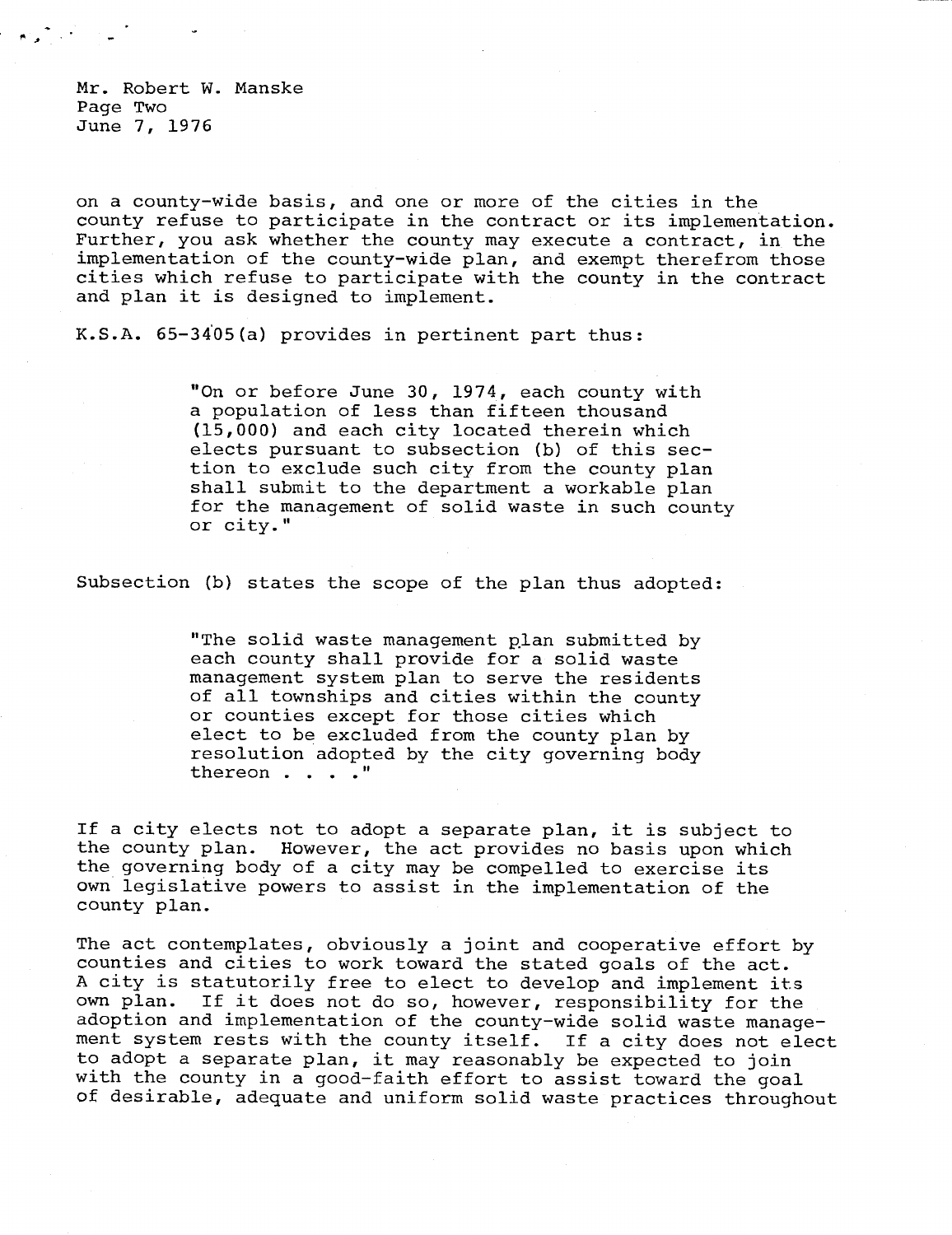on a county-wide basis, and one or more of the cities in the county refuse to participate in the contract or its implementation. Further, you ask whether the county may execute a contract, in the implementation of the county-wide plan, and exempt therefrom those cities which refuse to participate with the county in the contract and plan it is designed to implement.

K.S.A. 65-3405(a) provides in pertinent part thus:

> "On or before June 30, 1974, each county with a population of less than fifteen thousand (15,000) and each city located therein which elects pursuant to subsection (b) of this section to exclude such city from the county plan shall submit to the department a workable plan for the management of solid waste in such county or city."

Subsection (b) states the scope of the plan thus adopted:

> "The solid waste management plan submitted by each county shall provide for a solid waste management system plan to serve the residents of all townships and cities within the county or counties except for those cities which elect to be excluded from the county plan by resolution adopted by the city governing body thereon . . . ."

If a city elects not to adopt a separate plan, it is subject to the county plan. However, the act provides no basis upon which the governing body of a city may be compelled to exercise its own legislative powers to assist in the implementation of the county plan.

The act contemplates, obviously a joint and cooperative effort by counties and cities to work toward the stated goals of the act. A city is statutorily free to elect to develop and implement its own plan. If it does not do so, however, responsibility for the adoption and implementation of the county-wide solid waste management system rests with the county itself. If a city does not elect to adopt a separate plan, it may reasonably be expected to join with the county in a good-faith effort to assist toward the goal of desirable, adequate and uniform solid waste practices throughout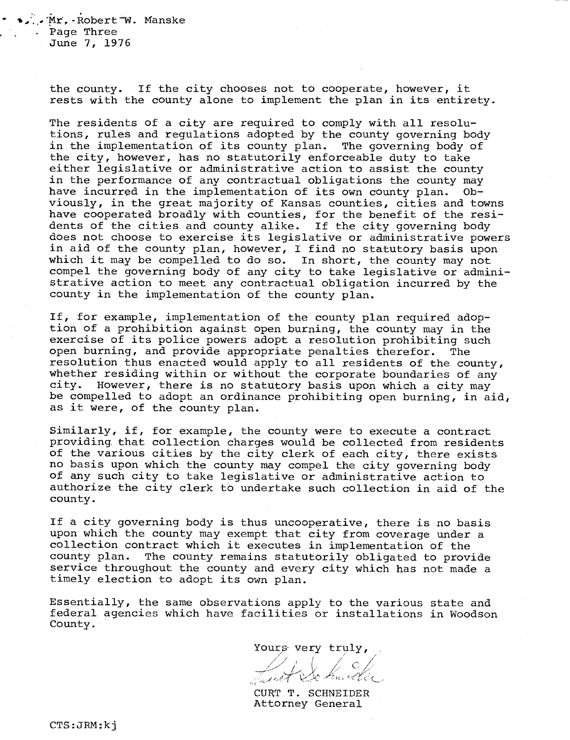Mr. Robert W. Manske
Page Three
June 7, 1976

the county. If the city chooses not to cooperate, however, it rests with the county alone to implement the plan in its entirety.

The residents of a city are required to comply with all resolutions, rules and regulations adopted by the county governing body in the implementation of its county plan. The governing body of the city, however, has no statutorily enforceable duty to take either legislative or administrative action to assist the county in the performance of any contractual obligations the county may have incurred in the implementation of its own county plan. Obviously, in the great majority of Kansas counties, cities and towns have cooperated broadly with counties, for the benefit of the residents of the cities and county alike. If the city governing body does not choose to exercise its legislative or administrative powers in aid of the county plan, however, I find no statutory basis upon which it may be compelled to do so. In short, the county may not compel the governing body of any city to take legislative or administrative action to meet any contractual obligation incurred by the county in the implementation of the county plan.

If, for example, implementation of the county plan required adoption of a prohibition against open burning, the county may in the exercise of its police powers adopt a resolution prohibiting such open burning, and provide appropriate penalties therefor. The resolution thus enacted would apply to all residents of the county, whether residing within or without the corporate boundaries of any city. However, there is no statutory basis upon which a city may be compelled to adopt an ordinance prohibiting open burning, in aid, as it were, of the county plan.

Similarly, if, for example, the county were to execute a contract providing that collection charges would be collected from residents of the various cities by the city clerk of each city, there exists no basis upon which the county may compel the city governing body of any such city to take legislative or administrative action to authorize the city clerk to undertake such collection in aid of the county.

If a city governing body is thus uncooperative, there is no basis upon which the county may exempt that city from coverage under a collection contract which it executes in implementation of the county plan. The county remains statutorily obligated to provide service throughout the county and every city which has not made a timely election to adopt its own plan.

Essentially, the same observations apply to the various state and federal agencies which have facilities or installations in Woodson County.

Yours very truly,

CURT T. SCHNEIDER
Attorney General

CTS:JRM:kj